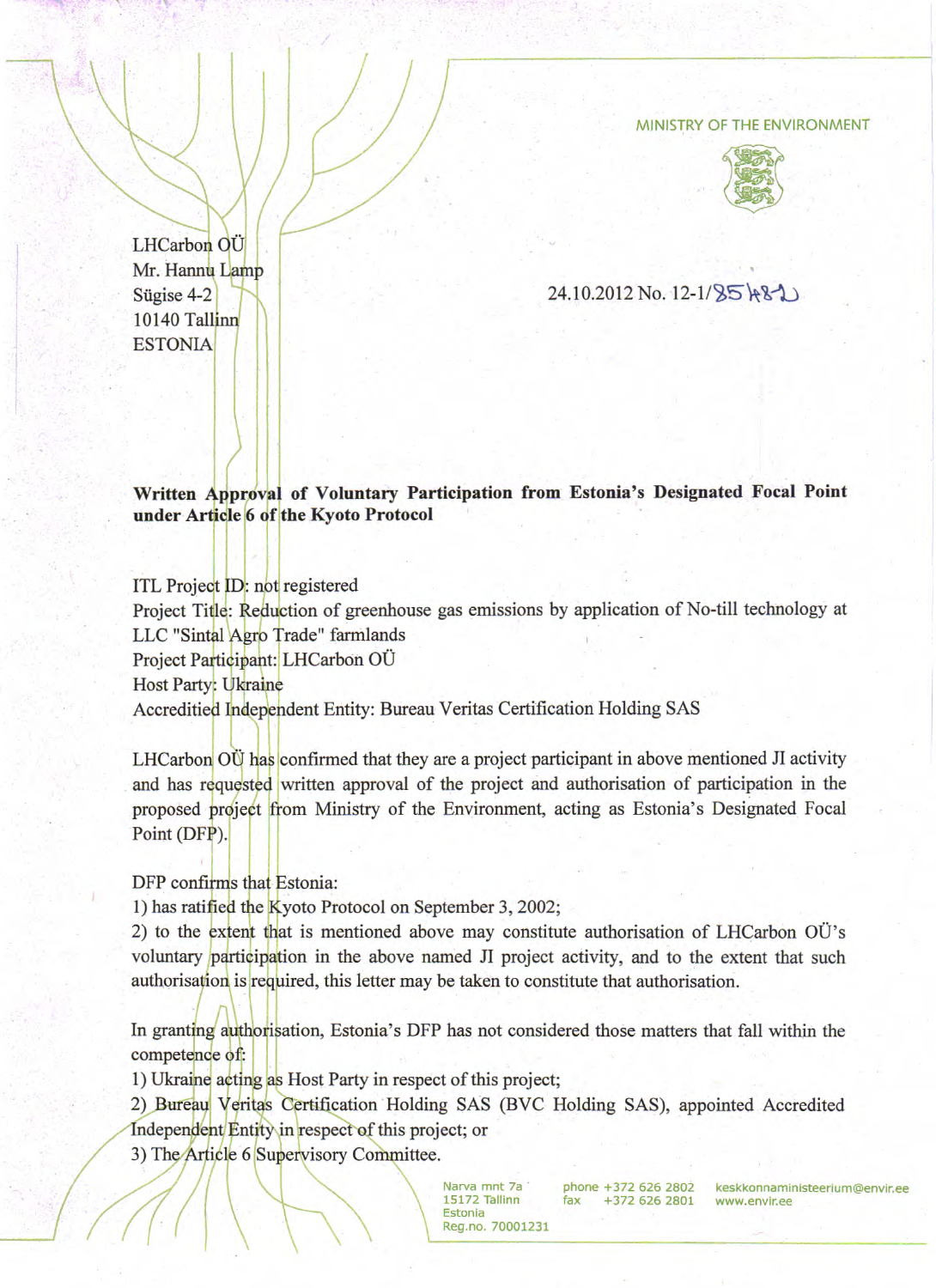MINISTRY OF THE ENVIRONMENT

LHCarbon OÜ
Mr. Hannu Lamp
Sügise 4-2
10140 Tallinn
ESTONIA

24.10.2012 No. 12-1/3548-2

**Written Approval of Voluntary Participation from Estonia's Designated Focal Point under Article 6 of the Kyoto Protocol**

ITL Project ID: not registered
Project Title: Reduction of greenhouse gas emissions by application of No-till technology at LLC "Sintal Agro Trade" farmlands
Project Participant: LHCarbon OÜ
Host Party: Ukraine
Accreditied Independent Entity: Bureau Veritas Certification Holding SAS

LHCarbon OÜ has confirmed that they are a project participant in above mentioned JI activity and has requested written approval of the project and authorisation of participation in the proposed project from Ministry of the Environment, acting as Estonia's Designated Focal Point (DFP).

DFP confirms that Estonia:
1) has ratified the Kyoto Protocol on September 3, 2002;
2) to the extent that is mentioned above may constitute authorisation of LHCarbon OÜ's voluntary participation in the above named JI project activity, and to the extent that such authorisation is required, this letter may be taken to constitute that authorisation.

In granting authorisation, Estonia's DFP has not considered those matters that fall within the competence of:
1) Ukraine acting as Host Party in respect of this project;
2) Bureau Veritas Certification Holding SAS (BVC Holding SAS), appointed Accredited Independent Entity in respect of this project; or
3) The Article 6 Supervisory Committee.

Narva mnt 7a
15172 Tallinn
Estonia
Reg.no. 70001231

phone +372 626 2802
fax +372 626 2801

keskkonnaministeerium@envir.ee
www.envir.ee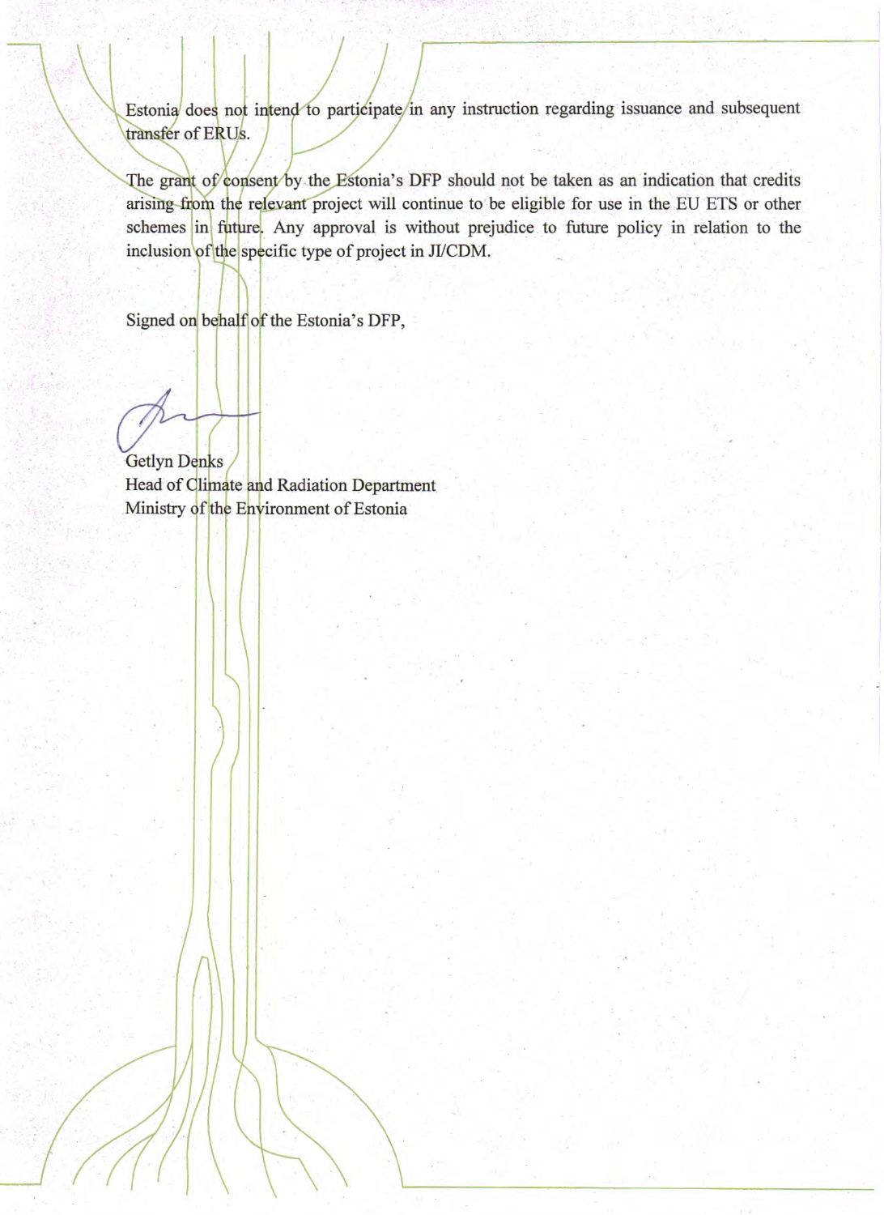Estonia does not intend to participate in any instruction regarding issuance and subsequent transfer of ERUs.

The grant of consent by the Estonia's DFP should not be taken as an indication that credits arising from the relevant project will continue to be eligible for use in the EU ETS or other schemes in future. Any approval is without prejudice to future policy in relation to the inclusion of the specific type of project in JI/CDM.

Signed on behalf of the Estonia's DFP,

Getlyn Denks
Head of Climate and Radiation Department
Ministry of the Environment of Estonia